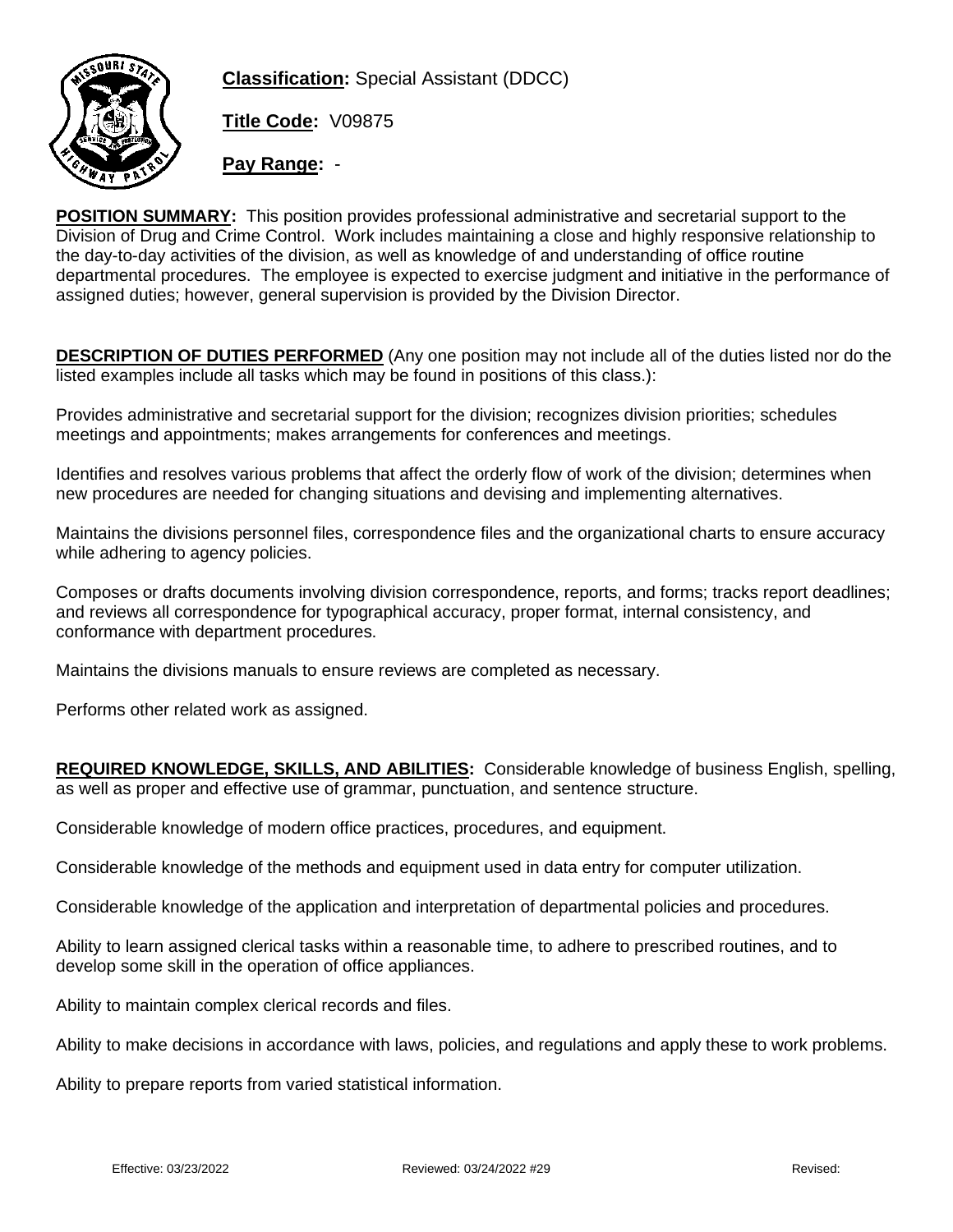**Classification:** Special Assistant (DDCC)

**Title Code:** V09875

**Pay Range:** -

**POSITION SUMMARY:** This position provides professional administrative and secretarial support to the Division of Drug and Crime Control. Work includes maintaining a close and highly responsive relationship to the day-to-day activities of the division, as well as knowledge of and understanding of office routine departmental procedures. The employee is expected to exercise judgment and initiative in the performance of assigned duties; however, general supervision is provided by the Division Director.

**DESCRIPTION OF DUTIES PERFORMED** (Any one position may not include all of the duties listed nor do the listed examples include all tasks which may be found in positions of this class.):

Provides administrative and secretarial support for the division; recognizes division priorities; schedules meetings and appointments; makes arrangements for conferences and meetings.

Identifies and resolves various problems that affect the orderly flow of work of the division; determines when new procedures are needed for changing situations and devising and implementing alternatives.

Maintains the divisions personnel files, correspondence files and the organizational charts to ensure accuracy while adhering to agency policies.

Composes or drafts documents involving division correspondence, reports, and forms; tracks report deadlines; and reviews all correspondence for typographical accuracy, proper format, internal consistency, and conformance with department procedures.

Maintains the divisions manuals to ensure reviews are completed as necessary.

Performs other related work as assigned.

**REQUIRED KNOWLEDGE, SKILLS, AND ABILITIES:** Considerable knowledge of business English, spelling, as well as proper and effective use of grammar, punctuation, and sentence structure.

Considerable knowledge of modern office practices, procedures, and equipment.

Considerable knowledge of the methods and equipment used in data entry for computer utilization.

Considerable knowledge of the application and interpretation of departmental policies and procedures.

Ability to learn assigned clerical tasks within a reasonable time, to adhere to prescribed routines, and to develop some skill in the operation of office appliances.

Ability to maintain complex clerical records and files.

Ability to make decisions in accordance with laws, policies, and regulations and apply these to work problems.

Ability to prepare reports from varied statistical information.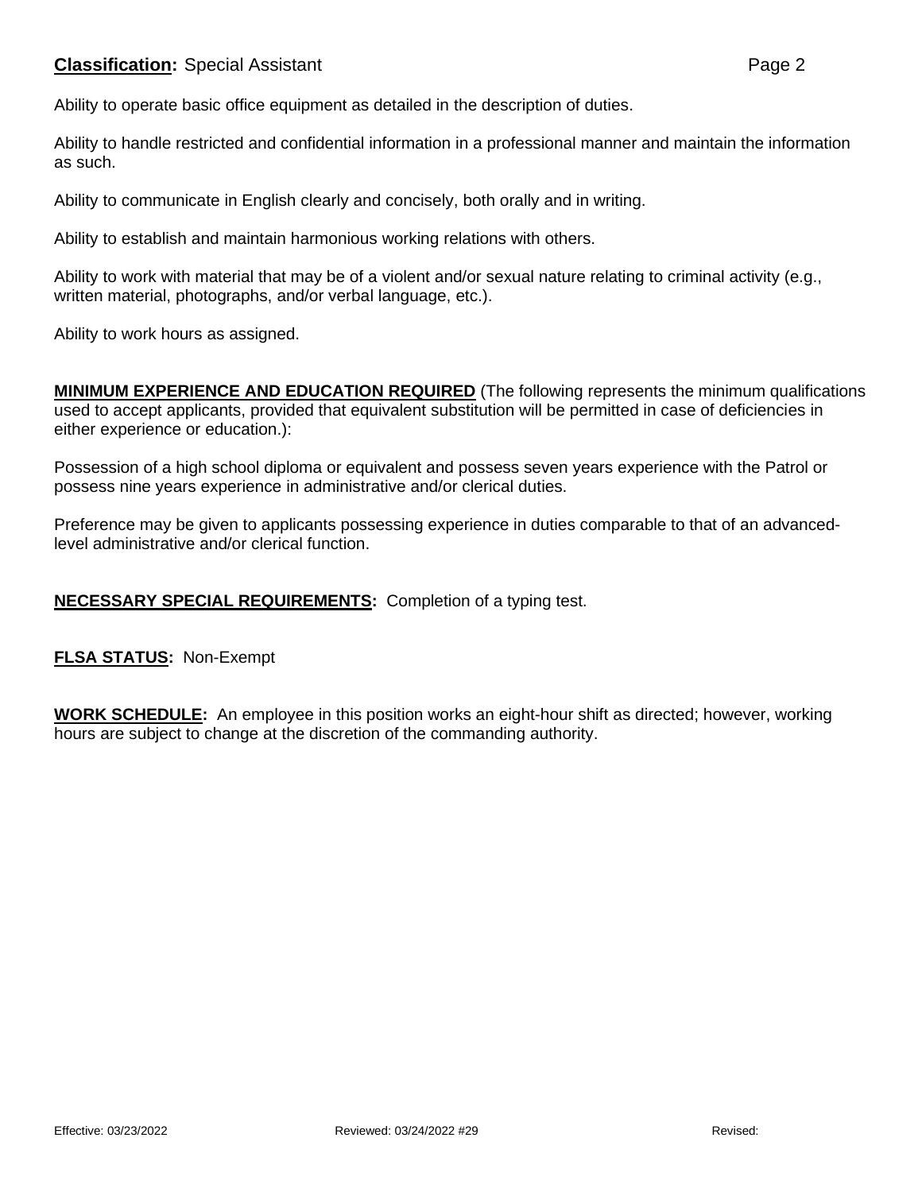Ability to operate basic office equipment as detailed in the description of duties.

Ability to handle restricted and confidential information in a professional manner and maintain the information as such.

Ability to communicate in English clearly and concisely, both orally and in writing.

Ability to establish and maintain harmonious working relations with others.

Ability to work with material that may be of a violent and/or sexual nature relating to criminal activity (e.g., written material, photographs, and/or verbal language, etc.).

Ability to work hours as assigned.

**MINIMUM EXPERIENCE AND EDUCATION REQUIRED** (The following represents the minimum qualifications used to accept applicants, provided that equivalent substitution will be permitted in case of deficiencies in either experience or education.):

Possession of a high school diploma or equivalent and possess seven years experience with the Patrol or possess nine years experience in administrative and/or clerical duties.

Preference may be given to applicants possessing experience in duties comparable to that of an advanced-level administrative and/or clerical function.

**NECESSARY SPECIAL REQUIREMENTS:** Completion of a typing test.

**FLSA STATUS:** Non-Exempt

**WORK SCHEDULE:** An employee in this position works an eight-hour shift as directed; however, working hours are subject to change at the discretion of the commanding authority.

Effective: 03/23/2022 Reviewed: 03/24/2022 #29 Revised: